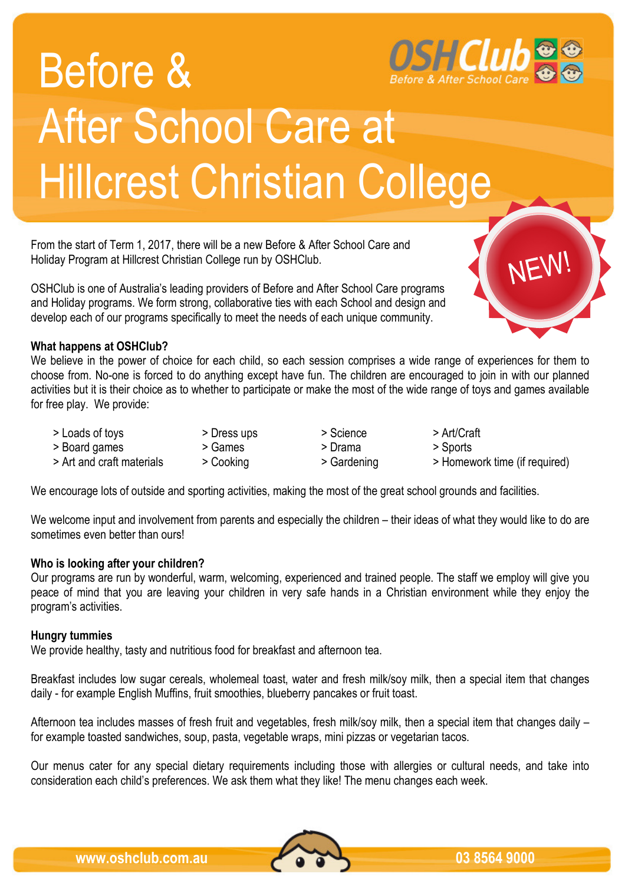# Before & After School Care at Hillcrest Christian College

OSHClub
Before & After School Care

NEW!

From the start of Term 1, 2017, there will be a new Before & After School Care and Holiday Program at Hillcrest Christian College run by OSHClub.

OSHClub is one of Australia's leading providers of Before and After School Care programs and Holiday programs. We form strong, collaborative ties with each School and design and develop each of our programs specifically to meet the needs of each unique community.

**What happens at OSHClub?**

We believe in the power of choice for each child, so each session comprises a wide range of experiences for them to choose from. No-one is forced to do anything except have fun. The children are encouraged to join in with our planned activities but it is their choice as to whether to participate or make the most of the wide range of toys and games available for free play. We provide:

- > Loads of toys
- > Board games
- > Art and craft materials
- > Dress ups
- > Games
- > Cooking
- > Science
- > Drama
- > Gardening
- > Art/Craft
- > Sports
- > Homework time (if required)

We encourage lots of outside and sporting activities, making the most of the great school grounds and facilities.

We welcome input and involvement from parents and especially the children – their ideas of what they would like to do are sometimes even better than ours!

**Who is looking after your children?**

Our programs are run by wonderful, warm, welcoming, experienced and trained people. The staff we employ will give you peace of mind that you are leaving your children in very safe hands in a Christian environment while they enjoy the program's activities.

**Hungry tummies**

We provide healthy, tasty and nutritious food for breakfast and afternoon tea.

Breakfast includes low sugar cereals, wholemeal toast, water and fresh milk/soy milk, then a special item that changes daily - for example English Muffins, fruit smoothies, blueberry pancakes or fruit toast.

Afternoon tea includes masses of fresh fruit and vegetables, fresh milk/soy milk, then a special item that changes daily – for example toasted sandwiches, soup, pasta, vegetable wraps, mini pizzas or vegetarian tacos.

Our menus cater for any special dietary requirements including those with allergies or cultural needs, and take into consideration each child's preferences. We ask them what they like! The menu changes each week.

www.oshclub.com.au    03 8564 9000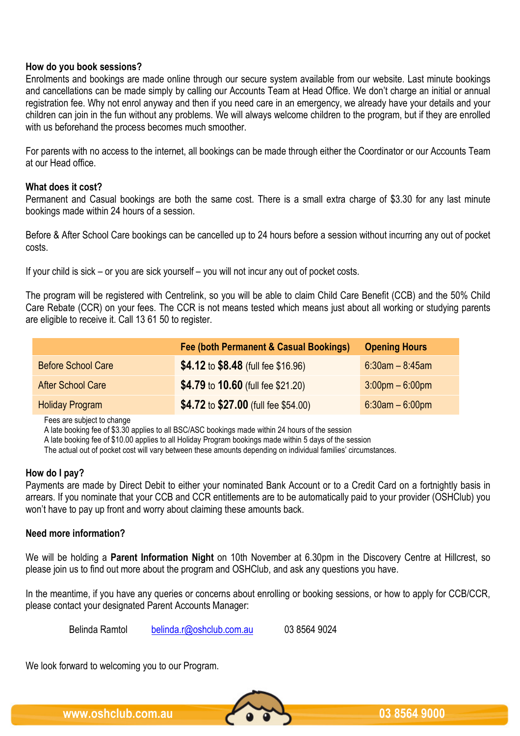**How do you book sessions?**
Enrolments and bookings are made online through our secure system available from our website. Last minute bookings and cancellations can be made simply by calling our Accounts Team at Head Office. We don't charge an initial or annual registration fee. Why not enrol anyway and then if you need care in an emergency, we already have your details and your children can join in the fun without any problems. We will always welcome children to the program, but if they are enrolled with us beforehand the process becomes much smoother.

For parents with no access to the internet, all bookings can be made through either the Coordinator or our Accounts Team at our Head office.

**What does it cost?**
Permanent and Casual bookings are both the same cost. There is a small extra charge of $3.30 for any last minute bookings made within 24 hours of a session.

Before & After School Care bookings can be cancelled up to 24 hours before a session without incurring any out of pocket costs.

If your child is sick – or you are sick yourself – you will not incur any out of pocket costs.

The program will be registered with Centrelink, so you will be able to claim Child Care Benefit (CCB) and the 50% Child Care Rebate (CCR) on your fees. The CCR is not means tested which means just about all working or studying parents are eligible to receive it. Call 13 61 50 to register.

| | Fee (both Permanent & Casual Bookings) | Opening Hours |
|---|---|---|
| Before School Care | **$4.12** to **$8.48** (full fee $16.96) | 6:30am – 8:45am |
| After School Care | **$4.79** to **10.60** (full fee $21.20) | 3:00pm – 6:00pm |
| Holiday Program | **$4.72** to **$27.00** (full fee $54.00) | 6:30am – 6:00pm |

Fees are subject to change
A late booking fee of $3.30 applies to all BSC/ASC bookings made within 24 hours of the session
A late booking fee of $10.00 applies to all Holiday Program bookings made within 5 days of the session
The actual out of pocket cost will vary between these amounts depending on individual families' circumstances.

**How do I pay?**
Payments are made by Direct Debit to either your nominated Bank Account or to a Credit Card on a fortnightly basis in arrears. If you nominate that your CCB and CCR entitlements are to be automatically paid to your provider (OSHClub) you won't have to pay up front and worry about claiming these amounts back.

**Need more information?**

We will be holding a **Parent Information Night** on 10th November at 6.30pm in the Discovery Centre at Hillcrest, so please join us to find out more about the program and OSHClub, and ask any questions you have.

In the meantime, if you have any queries or concerns about enrolling or booking sessions, or how to apply for CCB/CCR, please contact your designated Parent Accounts Manager:

Belinda Ramtol    belinda.r@oshclub.com.au    03 8564 9024

We look forward to welcoming you to our Program.

www.oshclub.com.au    03 8564 9000